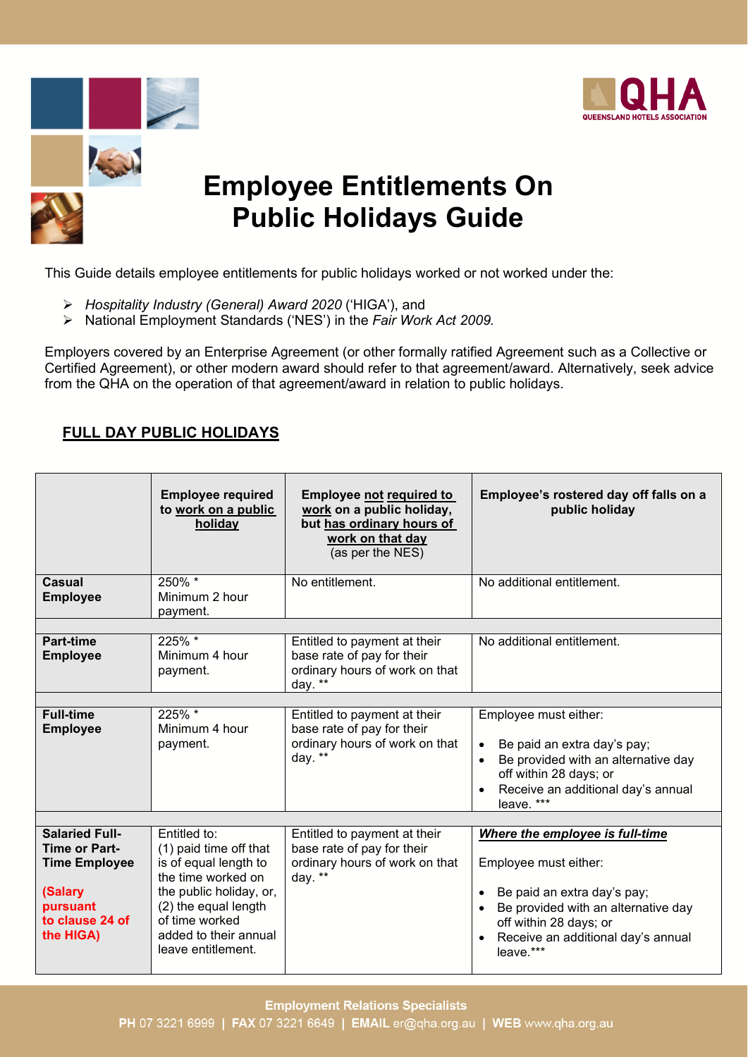# Employee Entitlements On Public Holidays Guide

This Guide details employee entitlements for public holidays worked or not worked under the:

- *Hospitality Industry (General) Award 2020* ('HIGA'), and
- National Employment Standards ('NES') in the *Fair Work Act 2009.*

Employers covered by an Enterprise Agreement (or other formally ratified Agreement such as a Collective or Certified Agreement), or other modern award should refer to that agreement/award. Alternatively, seek advice from the QHA on the operation of that agreement/award in relation to public holidays.

## FULL DAY PUBLIC HOLIDAYS

| | **Employee required to work on a public holiday** | **Employee not required to work on a public holiday, but has ordinary hours of work on that day** (as per the NES) | **Employee's rostered day off falls on a public holiday** |
|---|---|---|---|
| **Casual Employee** | 250% * Minimum 2 hour payment. | No entitlement. | No additional entitlement. |
| **Part-time Employee** | 225% * Minimum 4 hour payment. | Entitled to payment at their base rate of pay for their ordinary hours of work on that day. ** | No additional entitlement. |
| **Full-time Employee** | 225% * Minimum 4 hour payment. | Entitled to payment at their base rate of pay for their ordinary hours of work on that day. ** | Employee must either: <br>• Be paid an extra day's pay; <br>• Be provided with an alternative day off within 28 days; or <br>• Receive an additional day's annual leave. *** |
| **Salaried Full-Time or Part-Time Employee** <br><br>**(Salary pursuant to clause 24 of the HIGA)** | Entitled to: (1) paid time off that is of equal length to the time worked on the public holiday, or, (2) the equal length of time worked added to their annual leave entitlement. | Entitled to payment at their base rate of pay for their ordinary hours of work on that day. ** | ***Where the employee is full-time*** <br><br>Employee must either: <br>• Be paid an extra day's pay; <br>• Be provided with an alternative day off within 28 days; or <br>• Receive an additional day's annual leave.*** |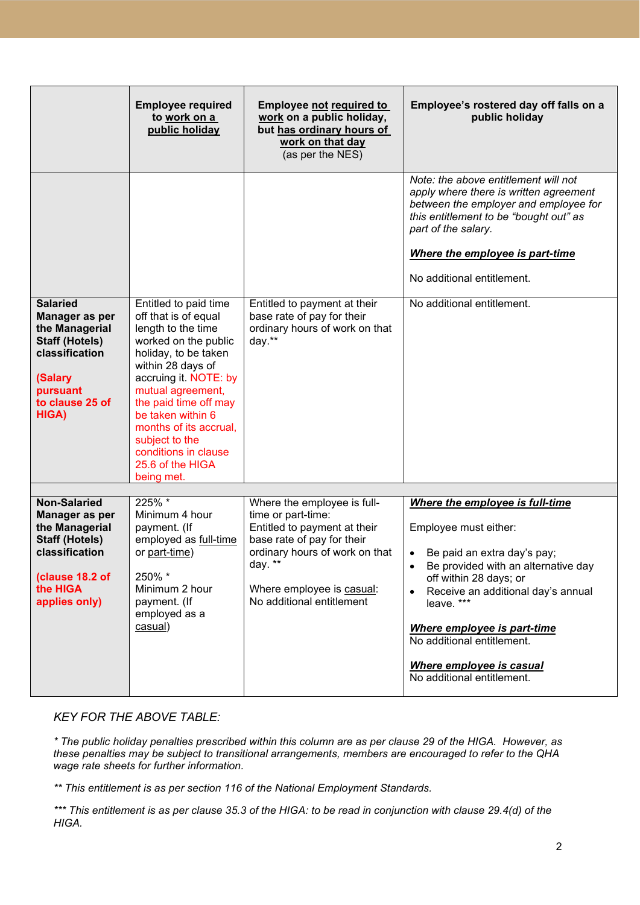| | Employee required to work on a public holiday | Employee not required to work on a public holiday, but has ordinary hours of work on that day (as per the NES) | Employee's rostered day off falls on a public holiday |
|---|---|---|---|
| | | | *Note: the above entitlement will not apply where there is written agreement between the employer and employee for this entitlement to be "bought out" as part of the salary.*<br><br>***Where the employee is part-time***<br><br>No additional entitlement. |
| **Salaried Manager as per the Managerial Staff (Hotels) classification**<br><br>**(Salary pursuant to clause 25 of HIGA)** | Entitled to paid time off that is of equal length to the time worked on the public holiday, to be taken within 28 days of accruing it. NOTE: by mutual agreement, the paid time off may be taken within 6 months of its accrual, subject to the conditions in clause 25.6 of the HIGA being met. | Entitled to payment at their base rate of pay for their ordinary hours of work on that day.** | No additional entitlement. |
| | | | |
| **Non-Salaried Manager as per the Managerial Staff (Hotels) classification**<br><br>**(clause 18.2 of the HIGA applies only)** | 225% *<br>Minimum 4 hour payment. (If employed as full-time or part-time)<br><br>250% *<br>Minimum 2 hour payment. (If employed as a casual) | Where the employee is full-time or part-time:<br>Entitled to payment at their base rate of pay for their ordinary hours of work on that day. **<br><br>Where employee is casual:<br>No additional entitlement | ***Where the employee is full-time***<br><br>Employee must either:<br><br>• Be paid an extra day's pay;<br>• Be provided with an alternative day off within 28 days; or<br>• Receive an additional day's annual leave. ***<br><br>***Where employee is part-time***<br>No additional entitlement.<br><br>***Where employee is casual***<br>No additional entitlement. |

*KEY FOR THE ABOVE TABLE:*

*\* The public holiday penalties prescribed within this column are as per clause 29 of the HIGA. However, as these penalties may be subject to transitional arrangements, members are encouraged to refer to the QHA wage rate sheets for further information.*

*\*\* This entitlement is as per section 116 of the National Employment Standards.*

*\*\*\* This entitlement is as per clause 35.3 of the HIGA: to be read in conjunction with clause 29.4(d) of the HIGA.*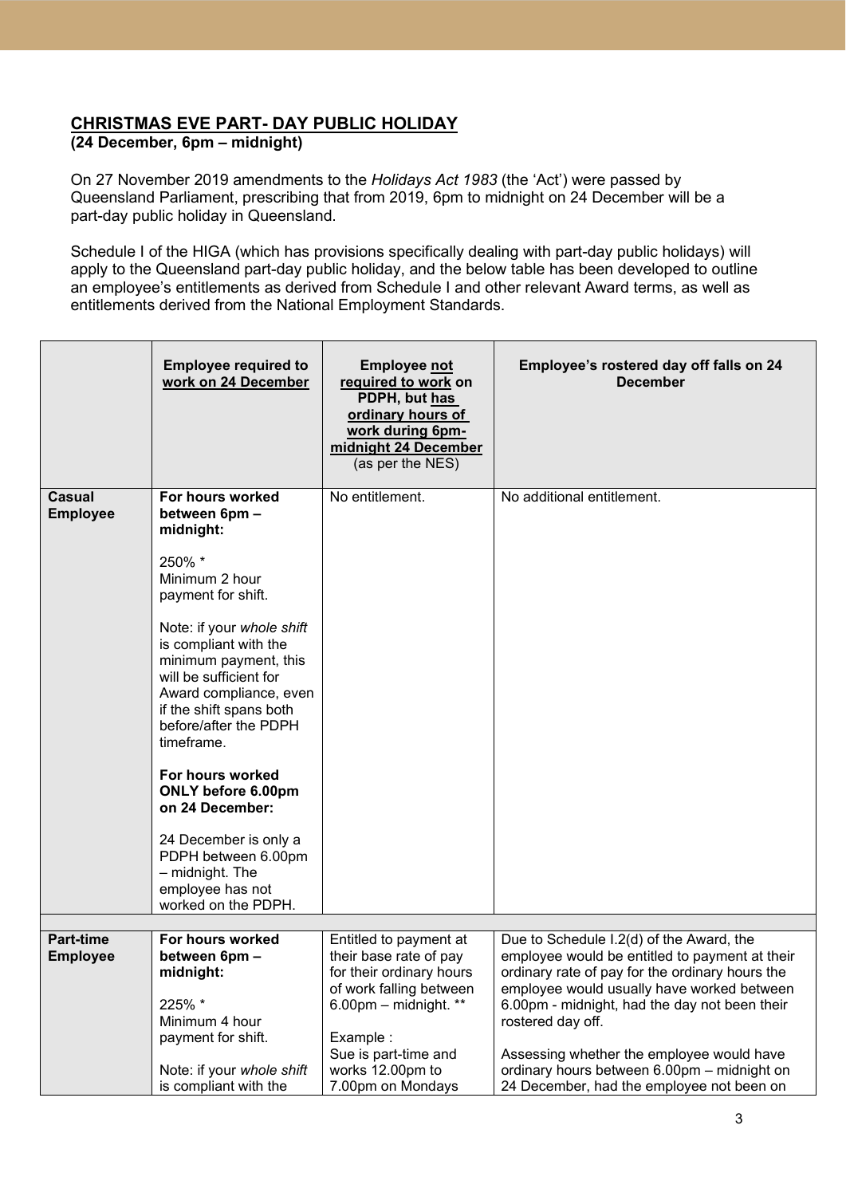## CHRISTMAS EVE PART- DAY PUBLIC HOLIDAY

**(24 December, 6pm – midnight)**

On 27 November 2019 amendments to the *Holidays Act 1983* (the 'Act') were passed by Queensland Parliament, prescribing that from 2019, 6pm to midnight on 24 December will be a part-day public holiday in Queensland.

Schedule I of the HIGA (which has provisions specifically dealing with part-day public holidays) will apply to the Queensland part-day public holiday, and the below table has been developed to outline an employee's entitlements as derived from Schedule I and other relevant Award terms, as well as entitlements derived from the National Employment Standards.

| | **Employee required to work on 24 December** | **Employee not required to work on PDPH, but has ordinary hours of work during 6pm-midnight 24 December** (as per the NES) | **Employee's rostered day off falls on 24 December** |
|---|---|---|---|
| **Casual Employee** | **For hours worked between 6pm – midnight:**<br><br>250% *<br>Minimum 2 hour payment for shift.<br><br>Note: if your *whole shift* is compliant with the minimum payment, this will be sufficient for Award compliance, even if the shift spans both before/after the PDPH timeframe.<br><br>**For hours worked ONLY before 6.00pm on 24 December:**<br><br>24 December is only a PDPH between 6.00pm – midnight. The employee has not worked on the PDPH. | No entitlement. | No additional entitlement. |
| **Part-time Employee** | **For hours worked between 6pm – midnight:**<br><br>225% *<br>Minimum 4 hour payment for shift.<br><br>Note: if your *whole shift* is compliant with the | Entitled to payment at their base rate of pay for their ordinary hours of work falling between 6.00pm – midnight. **<br><br>Example :<br>Sue is part-time and works 12.00pm to 7.00pm on Mondays | Due to Schedule I.2(d) of the Award, the employee would be entitled to payment at their ordinary rate of pay for the ordinary hours the employee would usually have worked between 6.00pm - midnight, had the day not been their rostered day off.<br><br>Assessing whether the employee would have ordinary hours between 6.00pm – midnight on 24 December, had the employee not been on |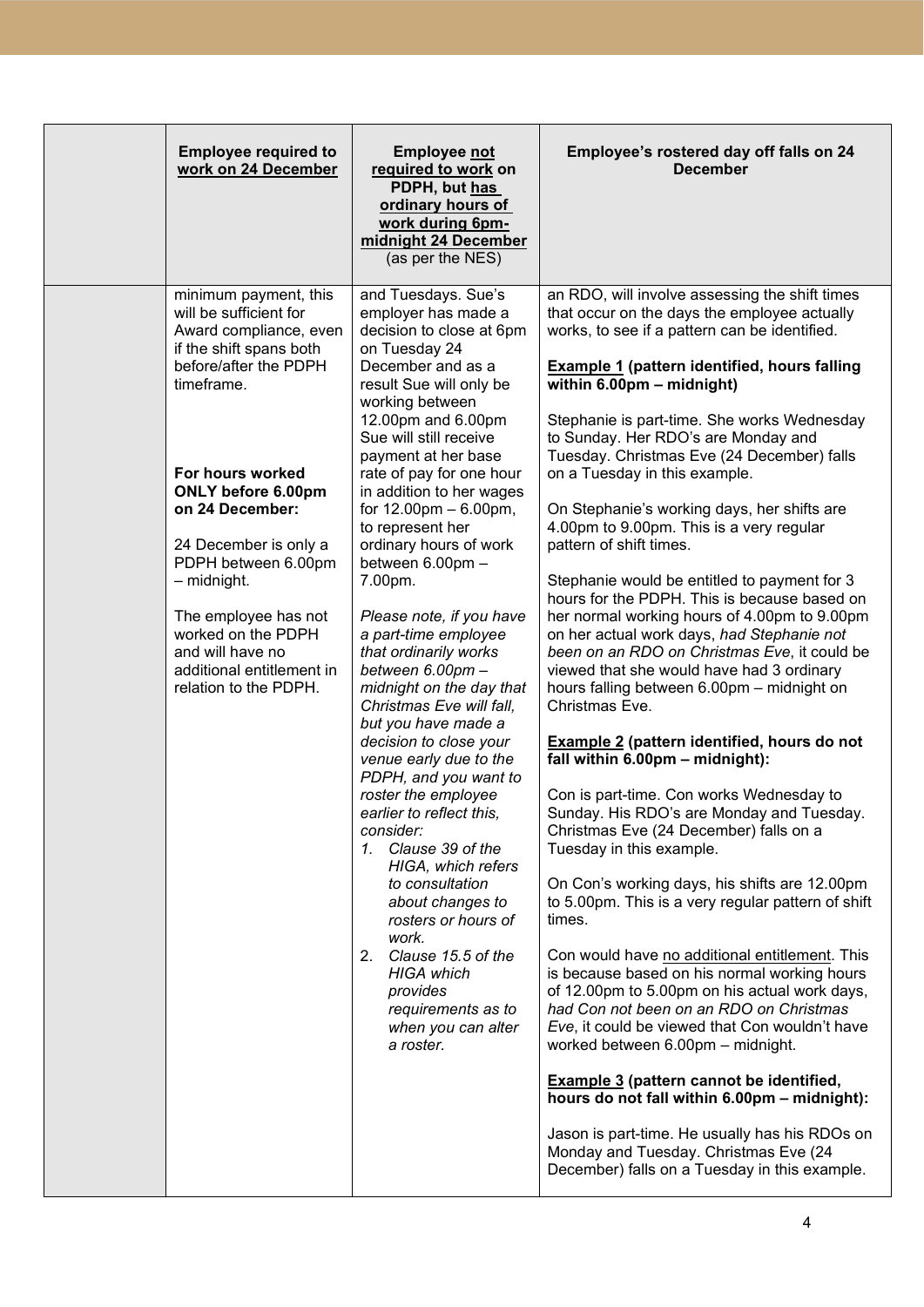| | **Employee required to work on 24 December** | **Employee not required to work on PDPH, but has ordinary hours of work during 6pm-midnight 24 December** (as per the NES) | **Employee's rostered day off falls on 24 December** |
|---|---|---|---|
| | minimum payment, this will be sufficient for Award compliance, even if the shift spans both before/after the PDPH timeframe.<br><br>**For hours worked ONLY before 6.00pm on 24 December:**<br><br>24 December is only a PDPH between 6.00pm – midnight.<br><br>The employee has not worked on the PDPH and will have no additional entitlement in relation to the PDPH. | and Tuesdays. Sue's employer has made a decision to close at 6pm on Tuesday 24 December and as a result Sue will only be working between 12.00pm and 6.00pm Sue will still receive payment at her base rate of pay for one hour in addition to her wages for 12.00pm – 6.00pm, to represent her ordinary hours of work between 6.00pm – 7.00pm.<br><br>*Please note, if you have a part-time employee that ordinarily works between 6.00pm – midnight on the day that Christmas Eve will fall, but you have made a decision to close your venue early due to the PDPH, and you want to roster the employee earlier to reflect this, consider:*<br>1. *Clause 39 of the HIGA, which refers to consultation about changes to rosters or hours of work.*<br>2. *Clause 15.5 of the HIGA which provides requirements as to when you can alter a roster.* | an RDO, will involve assessing the shift times that occur on the days the employee actually works, to see if a pattern can be identified.<br><br>**Example 1 (pattern identified, hours falling within 6.00pm – midnight)**<br><br>Stephanie is part-time. She works Wednesday to Sunday. Her RDO's are Monday and Tuesday. Christmas Eve (24 December) falls on a Tuesday in this example.<br><br>On Stephanie's working days, her shifts are 4.00pm to 9.00pm. This is a very regular pattern of shift times.<br><br>Stephanie would be entitled to payment for 3 hours for the PDPH. This is because based on her normal working hours of 4.00pm to 9.00pm on her actual work days, *had Stephanie not been on an RDO on Christmas Eve*, it could be viewed that she would have had 3 ordinary hours falling between 6.00pm – midnight on Christmas Eve.<br><br>**Example 2 (pattern identified, hours do not fall within 6.00pm – midnight):**<br><br>Con is part-time. Con works Wednesday to Sunday. His RDO's are Monday and Tuesday. Christmas Eve (24 December) falls on a Tuesday in this example.<br><br>On Con's working days, his shifts are 12.00pm to 5.00pm. This is a very regular pattern of shift times.<br><br>Con would have no additional entitlement. This is because based on his normal working hours of 12.00pm to 5.00pm on his actual work days, *had Con not been on an RDO on Christmas Eve*, it could be viewed that Con wouldn't have worked between 6.00pm – midnight.<br><br>**Example 3 (pattern cannot be identified, hours do not fall within 6.00pm – midnight):**<br><br>Jason is part-time. He usually has his RDOs on Monday and Tuesday. Christmas Eve (24 December) falls on a Tuesday in this example. |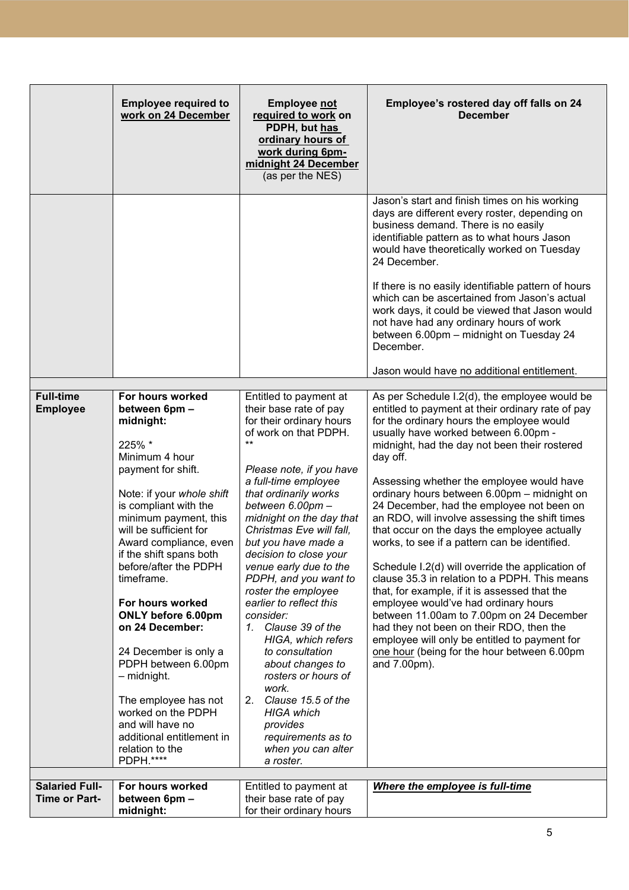| | Employee required to work on 24 December | Employee not required to work on PDPH, but has ordinary hours of work during 6pm-midnight 24 December (as per the NES) | Employee's rostered day off falls on 24 December |
|---|---|---|---|
| | | | Jason's start and finish times on his working days are different every roster, depending on business demand. There is no easily identifiable pattern as to what hours Jason would have theoretically worked on Tuesday 24 December.<br><br>If there is no easily identifiable pattern of hours which can be ascertained from Jason's actual work days, it could be viewed that Jason would not have had any ordinary hours of work between 6.00pm – midnight on Tuesday 24 December.<br><br>Jason would have no additional entitlement. |
| **Full-time Employee** | **For hours worked between 6pm – midnight:**<br><br>225% *<br>Minimum 4 hour payment for shift.<br><br>Note: if your *whole shift* is compliant with the minimum payment, this will be sufficient for Award compliance, even if the shift spans both before/after the PDPH timeframe.<br><br>**For hours worked ONLY before 6.00pm on 24 December:**<br><br>24 December is only a PDPH between 6.00pm – midnight.<br><br>The employee has not worked on the PDPH and will have no additional entitlement in relation to the PDPH.**** | Entitled to payment at their base rate of pay for their ordinary hours of work on that PDPH. **<br><br>*Please note, if you have a full-time employee that ordinarily works between 6.00pm – midnight on the day that Christmas Eve will fall, but you have made a decision to close your venue early due to the PDPH, and you want to roster the employee earlier to reflect this consider:*<br>1. *Clause 39 of the HIGA, which refers to consultation about changes to rosters or hours of work.*<br>2. *Clause 15.5 of the HIGA which provides requirements as to when you can alter a roster.* | As per Schedule I.2(d), the employee would be entitled to payment at their ordinary rate of pay for the ordinary hours the employee would usually have worked between 6.00pm - midnight, had the day not been their rostered day off.<br><br>Assessing whether the employee would have ordinary hours between 6.00pm – midnight on 24 December, had the employee not been on an RDO, will involve assessing the shift times that occur on the days the employee actually works, to see if a pattern can be identified.<br><br>Schedule I.2(d) will override the application of clause 35.3 in relation to a PDPH. This means that, for example, if it is assessed that the employee would've had ordinary hours between 11.00am to 7.00pm on 24 December had they not been on their RDO, then the employee will only be entitled to payment for one hour (being for the hour between 6.00pm and 7.00pm). |
| **Salaried Full-Time or Part-** | **For hours worked between 6pm – midnight:** | Entitled to payment at their base rate of pay for their ordinary hours | ***Where the employee is full-time*** |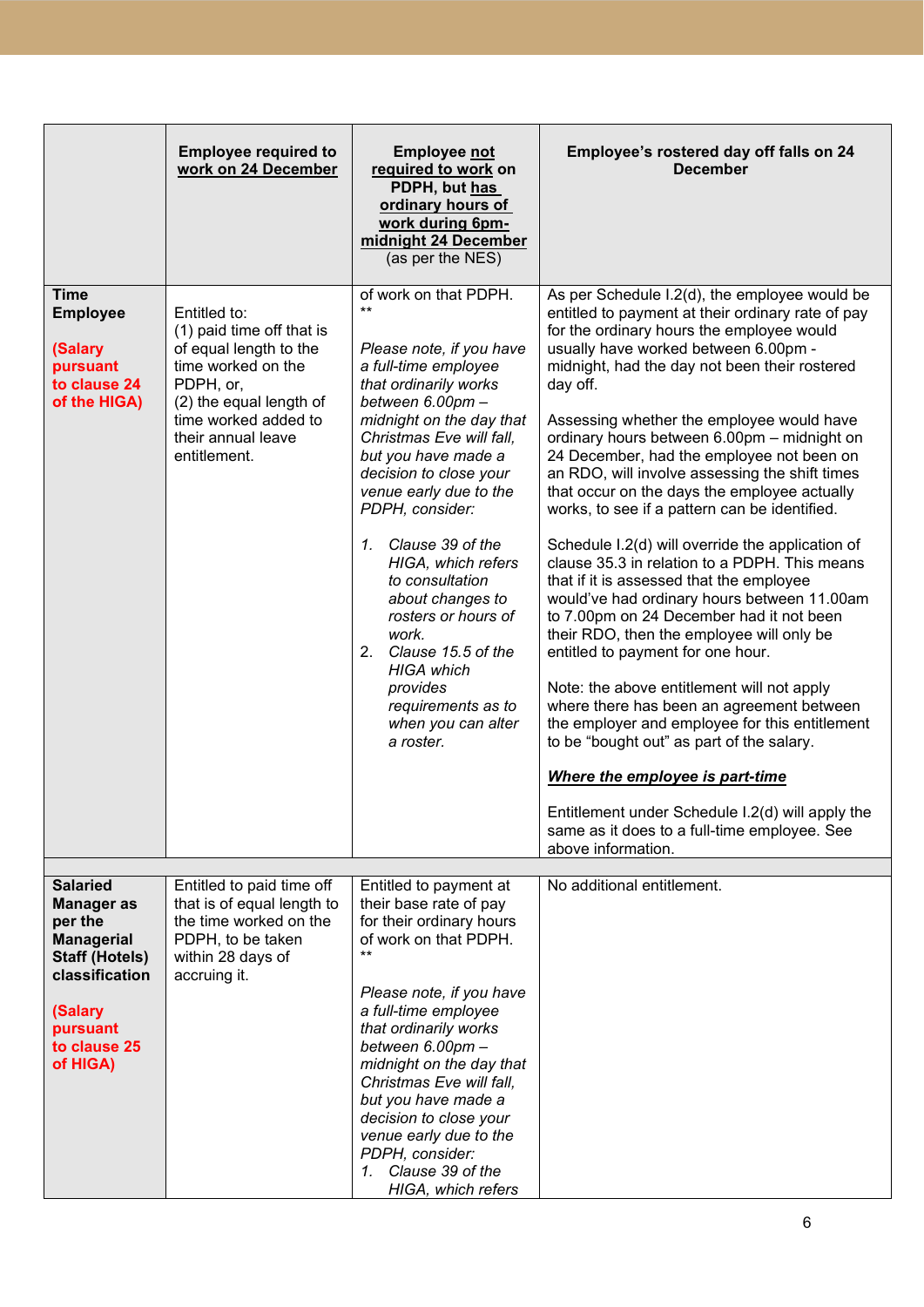| | **Employee required to work on 24 December** | **Employee not required to work on PDPH, but has ordinary hours of work during 6pm-midnight 24 December** (as per the NES) | **Employee's rostered day off falls on 24 December** |
|---|---|---|---|
| **Time Employee** <br><br> **(Salary pursuant to clause 24 of the HIGA)** | Entitled to: <br> (1) paid time off that is of equal length to the time worked on the PDPH, or, <br> (2) the equal length of time worked added to their annual leave entitlement. | of work on that PDPH. ** <br><br> *Please note, if you have a full-time employee that ordinarily works between 6.00pm – midnight on the day that Christmas Eve will fall, but you have made a decision to close your venue early due to the PDPH, consider:* <br><br> 1. *Clause 39 of the HIGA, which refers to consultation about changes to rosters or hours of work.* <br> 2. *Clause 15.5 of the HIGA which provides requirements as to when you can alter a roster.* | As per Schedule I.2(d), the employee would be entitled to payment at their ordinary rate of pay for the ordinary hours the employee would usually have worked between 6.00pm - midnight, had the day not been their rostered day off. <br><br> Assessing whether the employee would have ordinary hours between 6.00pm – midnight on 24 December, had the employee not been on an RDO, will involve assessing the shift times that occur on the days the employee actually works, to see if a pattern can be identified. <br><br> Schedule I.2(d) will override the application of clause 35.3 in relation to a PDPH. This means that if it is assessed that the employee would've had ordinary hours between 11.00am to 7.00pm on 24 December had it not been their RDO, then the employee will only be entitled to payment for one hour. <br><br> Note: the above entitlement will not apply where there has been an agreement between the employer and employee for this entitlement to be "bought out" as part of the salary. <br><br> ***Where the employee is part-time*** <br><br> Entitlement under Schedule I.2(d) will apply the same as it does to a full-time employee. See above information. |
| | | | |
| **Salaried Manager as per the Managerial Staff (Hotels) classification** <br><br> **(Salary pursuant to clause 25 of HIGA)** | Entitled to paid time off that is of equal length to the time worked on the PDPH, to be taken within 28 days of accruing it. | Entitled to payment at their base rate of pay for their ordinary hours of work on that PDPH. ** <br><br> *Please note, if you have a full-time employee that ordinarily works between 6.00pm – midnight on the day that Christmas Eve will fall, but you have made a decision to close your venue early due to the PDPH, consider:* <br> 1. *Clause 39 of the HIGA, which refers* | No additional entitlement. |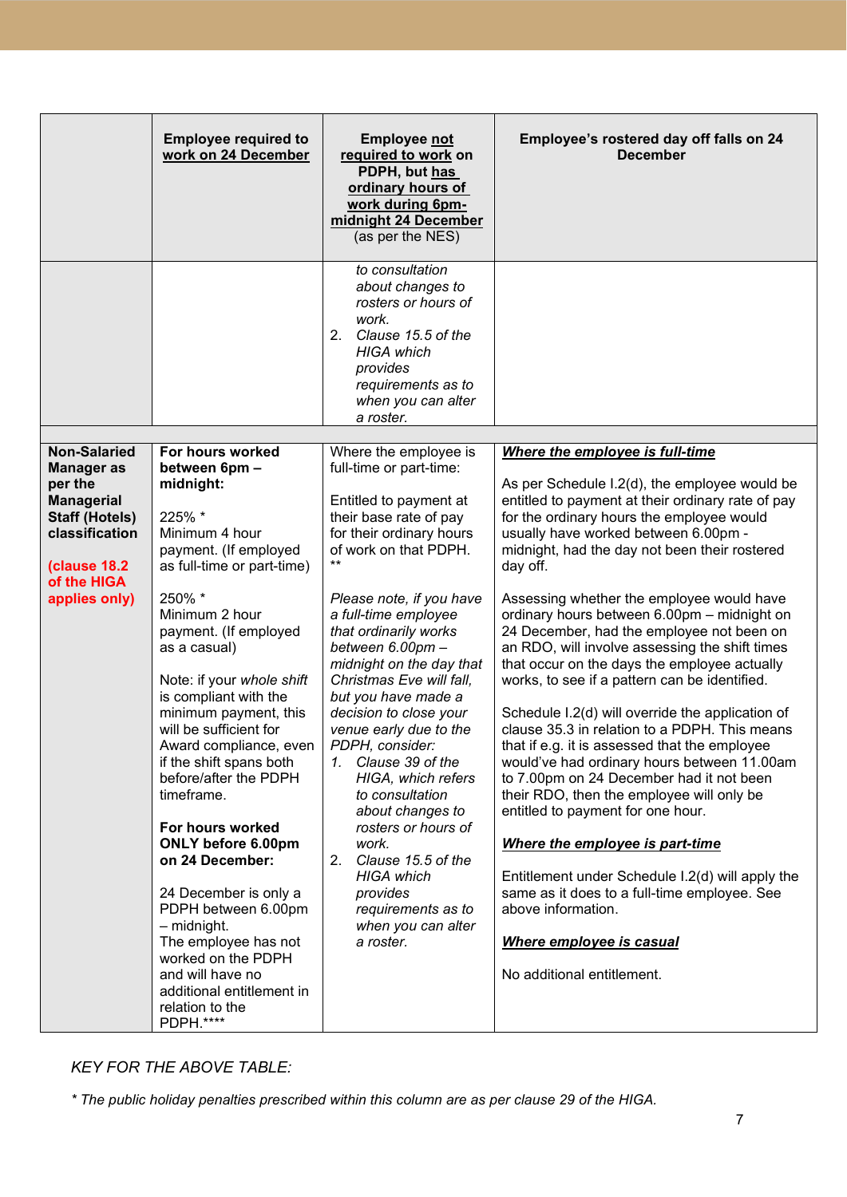| | Employee required to work on 24 December | Employee not required to work on PDPH, but has ordinary hours of work during 6pm-midnight 24 December (as per the NES) | Employee's rostered day off falls on 24 December |
|---|---|---|---|
| | | *to consultation about changes to rosters or hours of work.*<br>2. *Clause 15.5 of the HIGA which provides requirements as to when you can alter a roster.* | |
| | | | |
| **Non-Salaried Manager as per the Managerial Staff (Hotels) classification**<br><br>**(clause 18.2 of the HIGA applies only)** | **For hours worked between 6pm – midnight:**<br><br>225% *<br>Minimum 4 hour payment. (If employed as full-time or part-time)<br><br>250% *<br>Minimum 2 hour payment. (If employed as a casual)<br><br>Note: if your *whole shift* is compliant with the minimum payment, this will be sufficient for Award compliance, even if the shift spans both before/after the PDPH timeframe.<br><br>**For hours worked ONLY before 6.00pm on 24 December:**<br><br>24 December is only a PDPH between 6.00pm – midnight.<br>The employee has not worked on the PDPH and will have no additional entitlement in relation to the PDPH.**** | Where the employee is full-time or part-time:<br><br>Entitled to payment at their base rate of pay for their ordinary hours of work on that PDPH. **<br><br>*Please note, if you have a full-time employee that ordinarily works between 6.00pm – midnight on the day that Christmas Eve will fall, but you have made a decision to close your venue early due to the PDPH, consider:*<br>1. *Clause 39 of the HIGA, which refers to consultation about changes to rosters or hours of work.*<br>2. *Clause 15.5 of the HIGA which provides requirements as to when you can alter a roster.* | ***Where the employee is full-time***<br><br>As per Schedule I.2(d), the employee would be entitled to payment at their ordinary rate of pay for the ordinary hours the employee would usually have worked between 6.00pm - midnight, had the day not been their rostered day off.<br><br>Assessing whether the employee would have ordinary hours between 6.00pm – midnight on 24 December, had the employee not been on an RDO, will involve assessing the shift times that occur on the days the employee actually works, to see if a pattern can be identified.<br><br>Schedule I.2(d) will override the application of clause 35.3 in relation to a PDPH. This means that if e.g. it is assessed that the employee would've had ordinary hours between 11.00am to 7.00pm on 24 December had it not been their RDO, then the employee will only be entitled to payment for one hour.<br><br>***Where the employee is part-time***<br><br>Entitlement under Schedule I.2(d) will apply the same as it does to a full-time employee. See above information.<br><br>***Where employee is casual***<br><br>No additional entitlement. |

*KEY FOR THE ABOVE TABLE:*

*\* The public holiday penalties prescribed within this column are as per clause 29 of the HIGA.*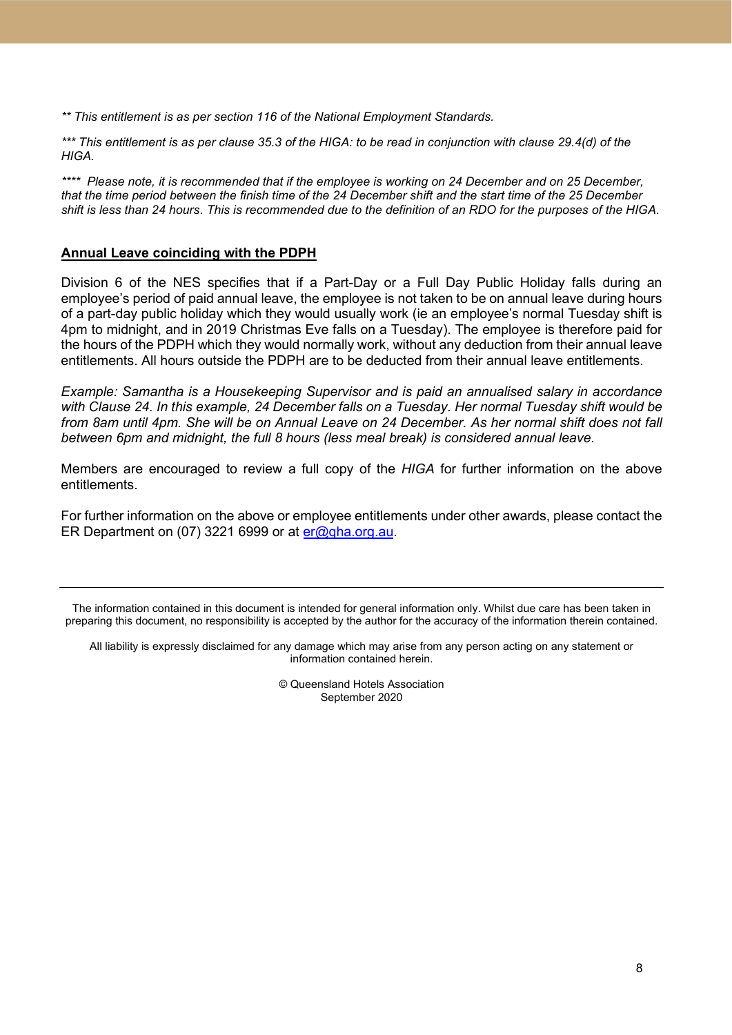*** This entitlement is as per section 116 of the National Employment Standards.*

**** This entitlement is as per clause 35.3 of the HIGA: to be read in conjunction with clause 29.4(d) of the HIGA.*

***** Please note, it is recommended that if the employee is working on 24 December and on 25 December, that the time period between the finish time of the 24 December shift and the start time of the 25 December shift is less than 24 hours. This is recommended due to the definition of an RDO for the purposes of the HIGA.*

**<u>Annual Leave coinciding with the PDPH</u>**

Division 6 of the NES specifies that if a Part-Day or a Full Day Public Holiday falls during an employee's period of paid annual leave, the employee is not taken to be on annual leave during hours of a part-day public holiday which they would usually work (ie an employee's normal Tuesday shift is 4pm to midnight, and in 2019 Christmas Eve falls on a Tuesday). The employee is therefore paid for the hours of the PDPH which they would normally work, without any deduction from their annual leave entitlements. All hours outside the PDPH are to be deducted from their annual leave entitlements.

*Example: Samantha is a Housekeeping Supervisor and is paid an annualised salary in accordance with Clause 24. In this example, 24 December falls on a Tuesday. Her normal Tuesday shift would be from 8am until 4pm. She will be on Annual Leave on 24 December. As her normal shift does not fall between 6pm and midnight, the full 8 hours (less meal break) is considered annual leave.*

Members are encouraged to review a full copy of the *HIGA* for further information on the above entitlements.

For further information on the above or employee entitlements under other awards, please contact the ER Department on (07) 3221 6999 or at er@qha.org.au.

---

The information contained in this document is intended for general information only. Whilst due care has been taken in preparing this document, no responsibility is accepted by the author for the accuracy of the information therein contained.

All liability is expressly disclaimed for any damage which may arise from any person acting on any statement or information contained herein.

© Queensland Hotels Association
September 2020